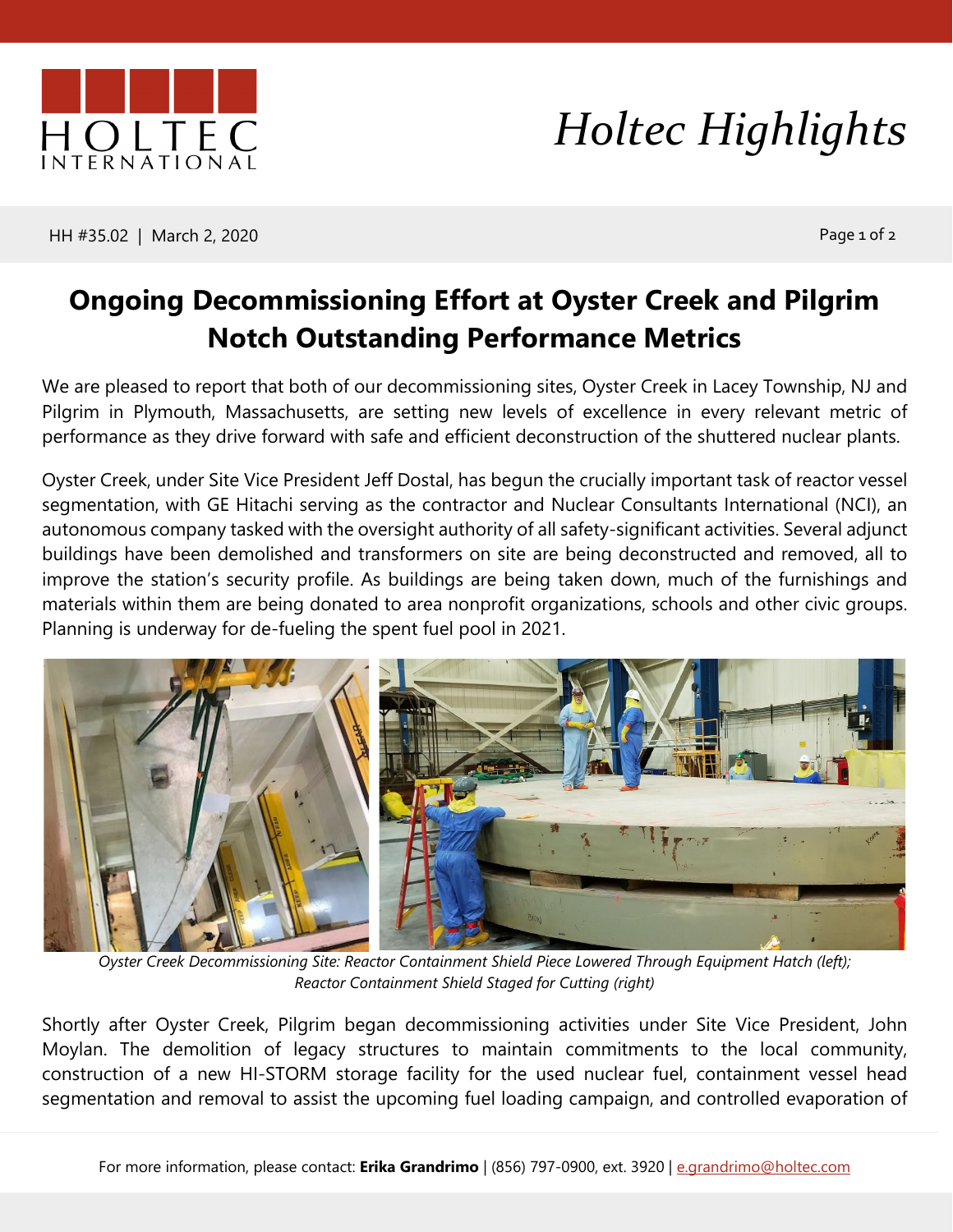# Holtec Highlights

HH #35.02 | March 2, 2020

## Ongoing Decommissioning Effort at Oyster Creek and Pilgrim Notch Outstanding Performance Metrics

We are pleased to report that both of our decommissioning sites, Oyster Creek in Lacey Township, NJ and Pilgrim in Plymouth, Massachusetts, are setting new levels of excellence in every relevant metric of performance as they drive forward with safe and efficient deconstruction of the shuttered nuclear plants.

Oyster Creek, under Site Vice President Jeff Dostal, has begun the crucially important task of reactor vessel segmentation, with GE Hitachi serving as the contractor and Nuclear Consultants International (NCI), an autonomous company tasked with the oversight authority of all safety-significant activities. Several adjunct buildings have been demolished and transformers on site are being deconstructed and removed, all to improve the station's security profile. As buildings are being taken down, much of the furnishings and materials within them are being donated to area nonprofit organizations, schools and other civic groups. Planning is underway for de-fueling the spent fuel pool in 2021.

*Oyster Creek Decommissioning Site: Reactor Containment Shield Piece Lowered Through Equipment Hatch (left); Reactor Containment Shield Staged for Cutting (right)*

Shortly after Oyster Creek, Pilgrim began decommissioning activities under Site Vice President, John Moylan. The demolition of legacy structures to maintain commitments to the local community, construction of a new HI-STORM storage facility for the used nuclear fuel, containment vessel head segmentation and removal to assist the upcoming fuel loading campaign, and controlled evaporation of

For more information, please contact: **Erika Grandrimo** | (856) 797-0900, ext. 3920 | e.grandrimo@holtec.com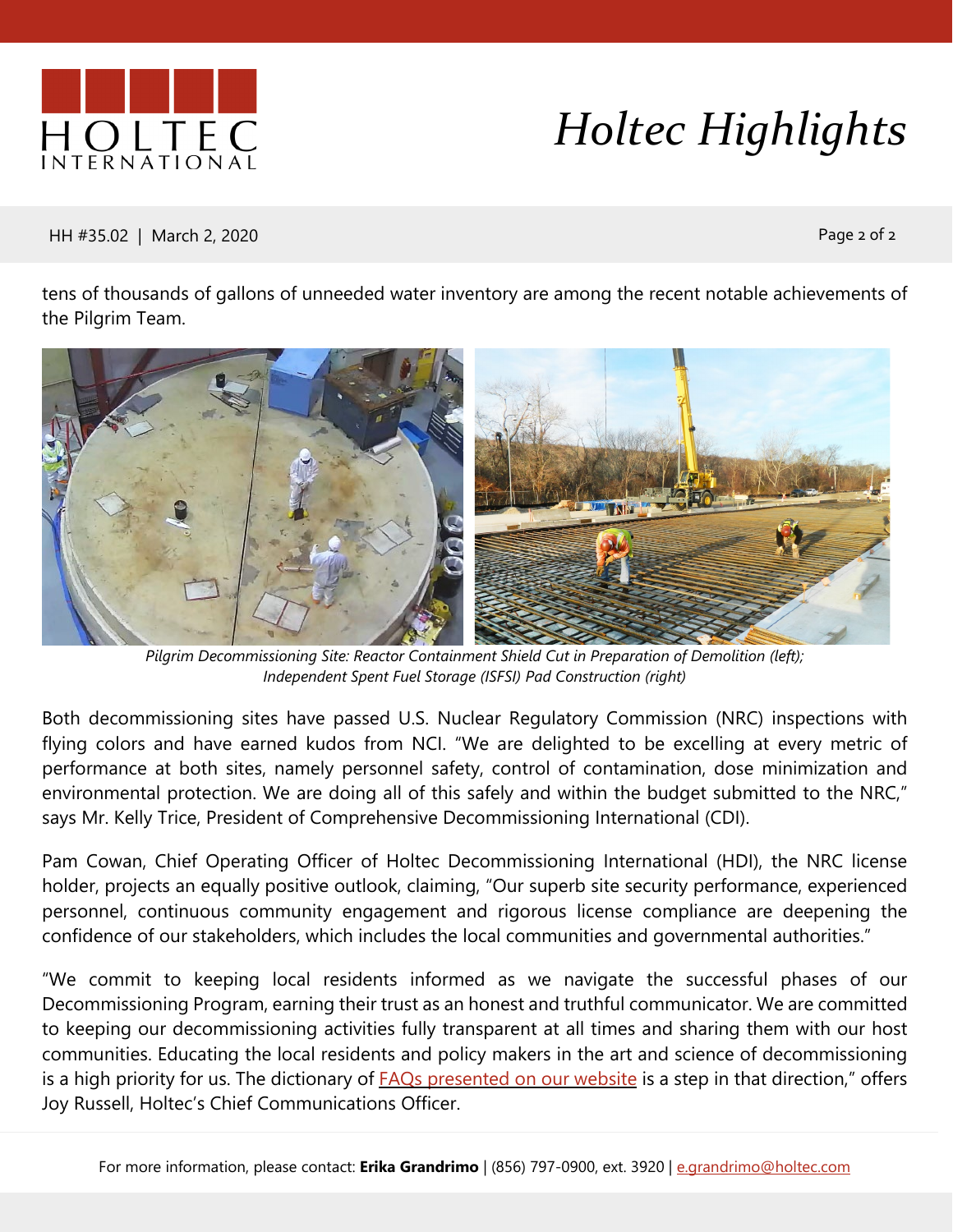tens of thousands of gallons of unneeded water inventory are among the recent notable achievements of the Pilgrim Team.

*Pilgrim Decommissioning Site: Reactor Containment Shield Cut in Preparation of Demolition (left); Independent Spent Fuel Storage (ISFSI) Pad Construction (right)*

Both decommissioning sites have passed U.S. Nuclear Regulatory Commission (NRC) inspections with flying colors and have earned kudos from NCI. "We are delighted to be excelling at every metric of performance at both sites, namely personnel safety, control of contamination, dose minimization and environmental protection. We are doing all of this safely and within the budget submitted to the NRC," says Mr. Kelly Trice, President of Comprehensive Decommissioning International (CDI).

Pam Cowan, Chief Operating Officer of Holtec Decommissioning International (HDI), the NRC license holder, projects an equally positive outlook, claiming, "Our superb site security performance, experienced personnel, continuous community engagement and rigorous license compliance are deepening the confidence of our stakeholders, which includes the local communities and governmental authorities."

"We commit to keeping local residents informed as we navigate the successful phases of our Decommissioning Program, earning their trust as an honest and truthful communicator. We are committed to keeping our decommissioning activities fully transparent at all times and sharing them with our host communities. Educating the local residents and policy makers in the art and science of decommissioning is a high priority for us. The dictionary of [FAQs presented on our website]() is a step in that direction," offers Joy Russell, Holtec's Chief Communications Officer.

For more information, please contact: **Erika Grandrimo** | (856) 797-0900, ext. 3920 | [e.grandrimo@holtec.com](mailto:e.grandrimo@holtec.com)